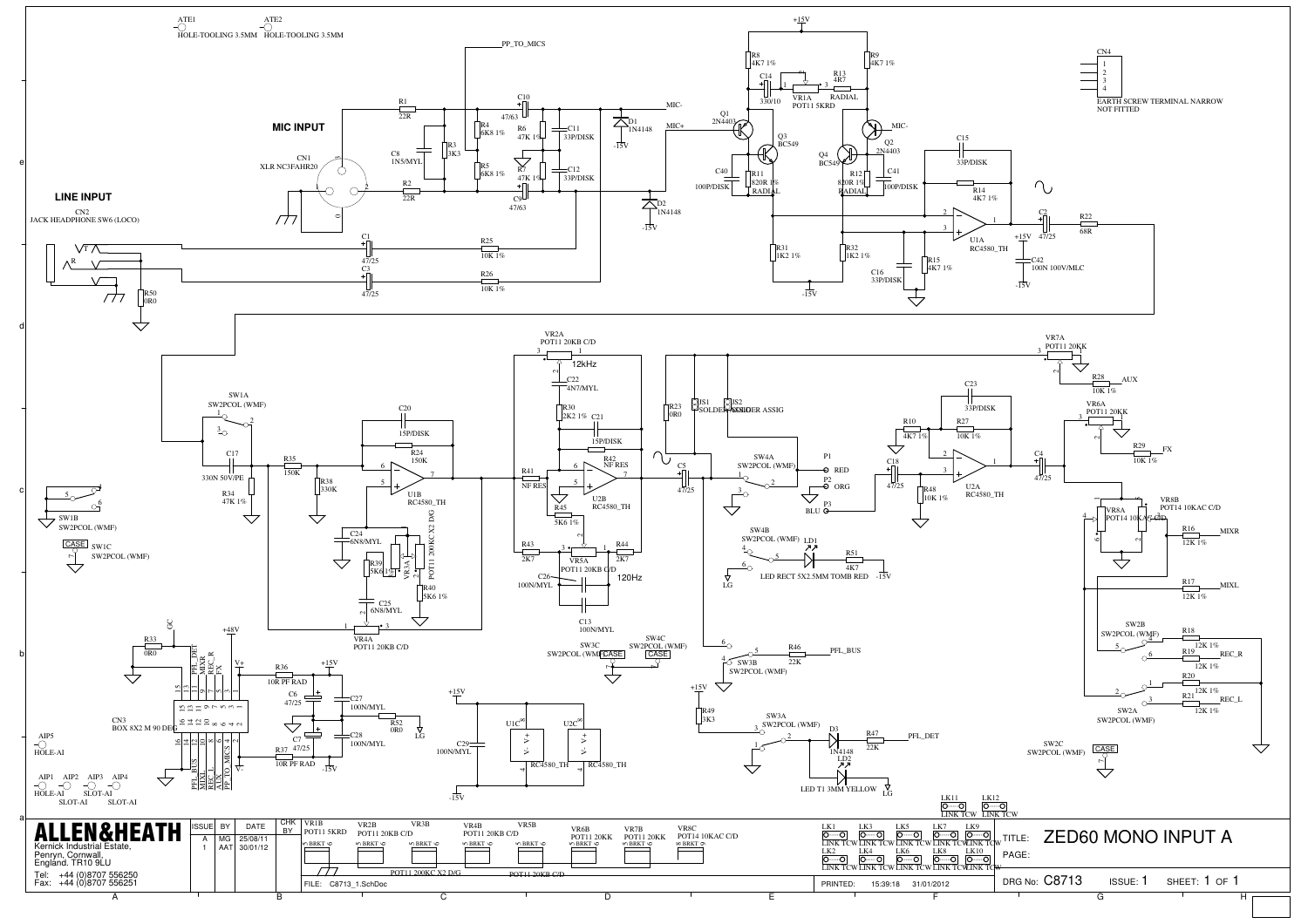# ZED60 MONO INPUT A

**MIC INPUT**

**LINE INPUT**

| ISSUE | BY | DATE | CHK BY |
|---|---|---|---|
| A | MG | 25/08/11 | |
| 1 | AAT | 30/01/12 | |

**ALLEN&HEATH**
Kernick Industrial Estate,
Penryn, Cornwall,
England. TR10 9LU

Tel: +44 (0)8707 556250
Fax: +44 (0)8707 556251

FILE: C8713_1.SchDoc

PRINTED: 15:39:18 31/01/2012

TITLE: ZED60 MONO INPUT A

DRG No: C8713 ISSUE: 1 SHEET: 1 OF 1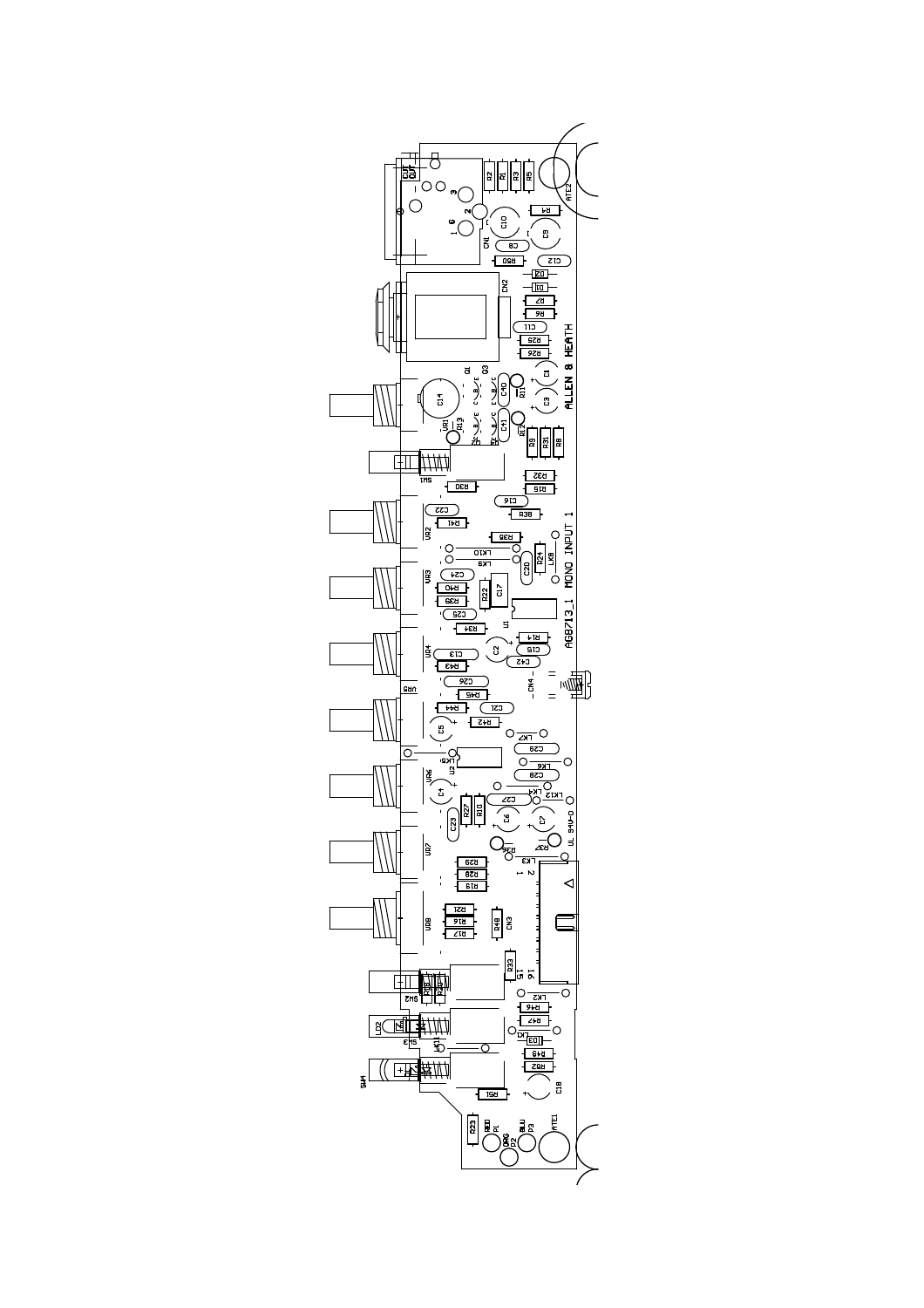ALLEN & HEATH

MONO INPUT 1

AG9713_1

UL 94V-0